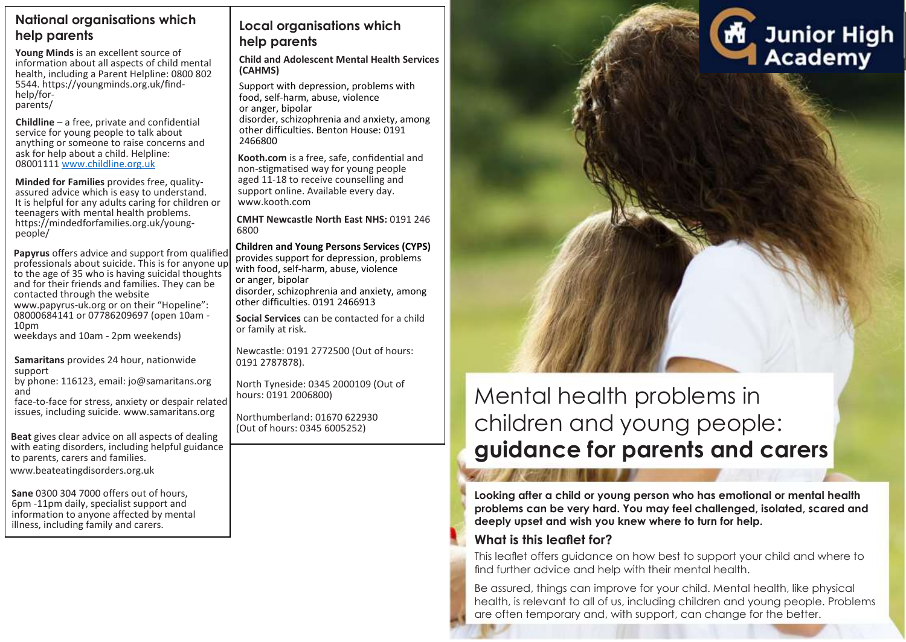## National organisations which help parents

**Young Minds** is an excellent source of information about all aspects of child mental health, including a Parent Helpline: 0800 802 5544. https://youngminds.org.uk/find-help/for-parents/

**Childline** – a free, private and confidential service for young people to talk about anything or someone to raise concerns and ask for help about a child. Helpline: 08001111 www.childline.org.uk

**Minded for Families** provides free, quality-assured advice which is easy to understand. It is helpful for any adults caring for children or teenagers with mental health problems. https://mindedforfamilies.org.uk/young-people/

**Papyrus** offers advice and support from qualified professionals about suicide. This is for anyone up to the age of 35 who is having suicidal thoughts and for their friends and families. They can be contacted through the website www.papyrus-uk.org or on their "Hopeline": 08000684141 or 07786209697 (open 10am - 10pm weekdays and 10am - 2pm weekends)

**Samaritans** provides 24 hour, nationwide support by phone: 116123, email: jo@samaritans.org and face-to-face for stress, anxiety or despair related issues, including suicide. www.samaritans.org

**Beat** gives clear advice on all aspects of dealing with eating disorders, including helpful guidance to parents, carers and families. www.beateatingdisorders.org.uk

**Sane** 0300 304 7000 offers out of hours, 6pm -11pm daily, specialist support and information to anyone affected by mental illness, including family and carers.

## Local organisations which help parents

**Child and Adolescent Mental Health Services (CAHMS)**

Support with depression, problems with food, self-harm, abuse, violence or anger, bipolar disorder, schizophrenia and anxiety, among other difficulties. Benton House: 0191 2466800

**Kooth.com** is a free, safe, confidential and non-stigmatised way for young people aged 11-18 to receive counselling and support online. Available every day. www.kooth.com

**CMHT Newcastle North East NHS:** 0191 246 6800

**Children and Young Persons Services (CYPS)** provides support for depression, problems with food, self-harm, abuse, violence or anger, bipolar disorder, schizophrenia and anxiety, among other difficulties. 0191 2466913

**Social Services** can be contacted for a child or family at risk.

Newcastle: 0191 2772500 (Out of hours: 0191 2787878).

North Tyneside: 0345 2000109 (Out of hours: 0191 2006800)

Northumberland: 01670 622930 (Out of hours: 0345 6005252)

Junior High Academy

# Mental health problems in children and young people: **guidance for parents and carers**

**Looking after a child or young person who has emotional or mental health problems can be very hard. You may feel challenged, isolated, scared and deeply upset and wish you knew where to turn for help.**

### What is this leaflet for?

This leaflet offers guidance on how best to support your child and where to find further advice and help with their mental health.

Be assured, things can improve for your child. Mental health, like physical health, is relevant to all of us, including children and young people. Problems are often temporary and, with support, can change for the better.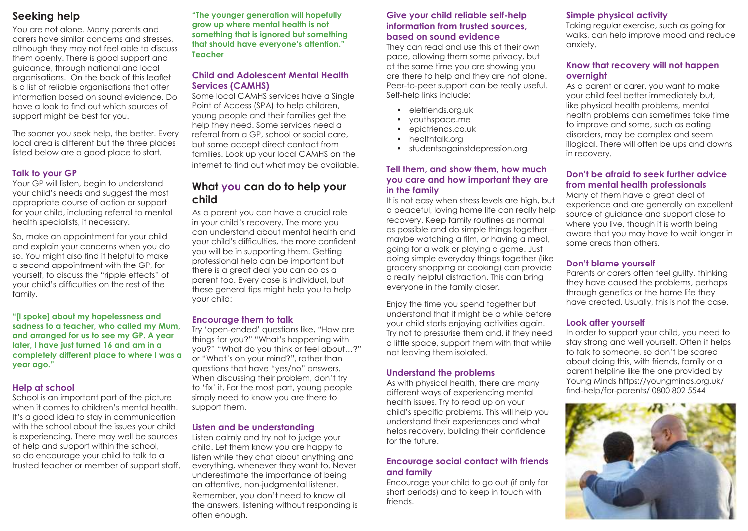## Seeking help

You are not alone. Many parents and carers have similar concerns and stresses, although they may not feel able to discuss them openly. There is good support and guidance, through national and local organisations. On the back of this leaflet is a list of reliable organisations that offer information based on sound evidence. Do have a look to find out which sources of support might be best for you.

The sooner you seek help, the better. Every local area is different but the three places listed below are a good place to start.

### Talk to your GP

Your GP will listen, begin to understand your child's needs and suggest the most appropriate course of action or support for your child, including referral to mental health specialists, if necessary.

So, make an appointment for your child and explain your concerns when you do so. You might also find it helpful to make a second appointment with the GP, for yourself, to discuss the "ripple effects" of your child's difficulties on the rest of the family.

**"[I spoke] about my hopelessness and sadness to a teacher, who called my Mum, and arranged for us to see my GP. A year later, I have just turned 16 and am in a completely different place to where I was a year ago."**

### Help at school

School is an important part of the picture when it comes to children's mental health. It's a good idea to stay in communication with the school about the issues your child is experiencing. There may well be sources of help and support within the school, so do encourage your child to talk to a trusted teacher or member of support staff.

**"The younger generation will hopefully grow up where mental health is not something that is ignored but something that should have everyone's attention." Teacher**

### Child and Adolescent Mental Health Services (CAMHS)

Some local CAMHS services have a Single Point of Access (SPA) to help children, young people and their families get the help they need. Some services need a referral from a GP, school or social care, but some accept direct contact from families. Look up your local CAMHS on the internet to find out what may be available.

## What *you* can do to help your child

As a parent you can have a crucial role in your child's recovery. The more you can understand about mental health and your child's difficulties, the more confident you will be in supporting them. Getting professional help can be important but there is a great deal you can do as a parent too. Every case is individual, but these general tips might help you to help your child:

### Encourage them to talk

Try 'open-ended' questions like, "How are things for you?" "What's happening with you?" "What do you think or feel about…?" or "What's on your mind?", rather than questions that have "yes/no" answers. When discussing their problem, don't try to 'fix' it. For the most part, young people simply need to know you are there to support them.

### Listen and be understanding

Listen calmly and try not to judge your child. Let them know you are happy to listen while they chat about anything and everything, whenever they want to. Never underestimate the importance of being an attentive, non-judgmental listener. Remember, you don't need to know all the answers, listening without responding is often enough.

### Give your child reliable self-help information from trusted sources, based on sound evidence

They can read and use this at their own pace, allowing them some privacy, but at the same time you are showing you are there to help and they are not alone. Peer-to-peer support can be really useful. Self-help links include:

- elefriends.org.uk
- youthspace.me
- epicfriends.co.uk
- healthtalk.org
- studentsagainstdepression.org

### Tell them, and show them, how much you care and how important they are in the family

It is not easy when stress levels are high, but a peaceful, loving home life can really help recovery. Keep family routines as normal as possible and do simple things together – maybe watching a film, or having a meal, going for a walk or playing a game. Just doing simple everyday things together (like grocery shopping or cooking) can provide a really helpful distraction. This can bring everyone in the family closer.

Enjoy the time you spend together but understand that it might be a while before your child starts enjoying activities again. Try not to pressurise them and, if they need a little space, support them with that while not leaving them isolated.

### Understand the problems

As with physical health, there are many different ways of experiencing mental health issues. Try to read up on your child's specific problems. This will help you understand their experiences and what helps recovery, building their confidence for the future.

### Encourage social contact with friends and family

Encourage your child to go out (if only for short periods) and to keep in touch with friends.

### Simple physical activity

Taking regular exercise, such as going for walks, can help improve mood and reduce anxiety.

### Know that recovery will not happen overnight

As a parent or carer, you want to make your child feel better immediately but, like physical health problems, mental health problems can sometimes take time to improve and some, such as eating disorders, may be complex and seem illogical. There will often be ups and downs in recovery.

### Don't be afraid to seek further advice from mental health professionals

Many of them have a great deal of experience and are generally an excellent source of guidance and support close to where you live, though it is worth being aware that you may have to wait longer in some areas than others.

### Don't blame yourself

Parents or carers often feel guilty, thinking they have caused the problems, perhaps through genetics or the home life they have created. Usually, this is not the case.

### Look after yourself

In order to support your child, you need to stay strong and well yourself. Often it helps to talk to someone, so don't be scared about doing this, with friends, family or a parent helpline like the one provided by Young Minds https://youngminds.org.uk/find-help/for-parents/ 0800 802 5544